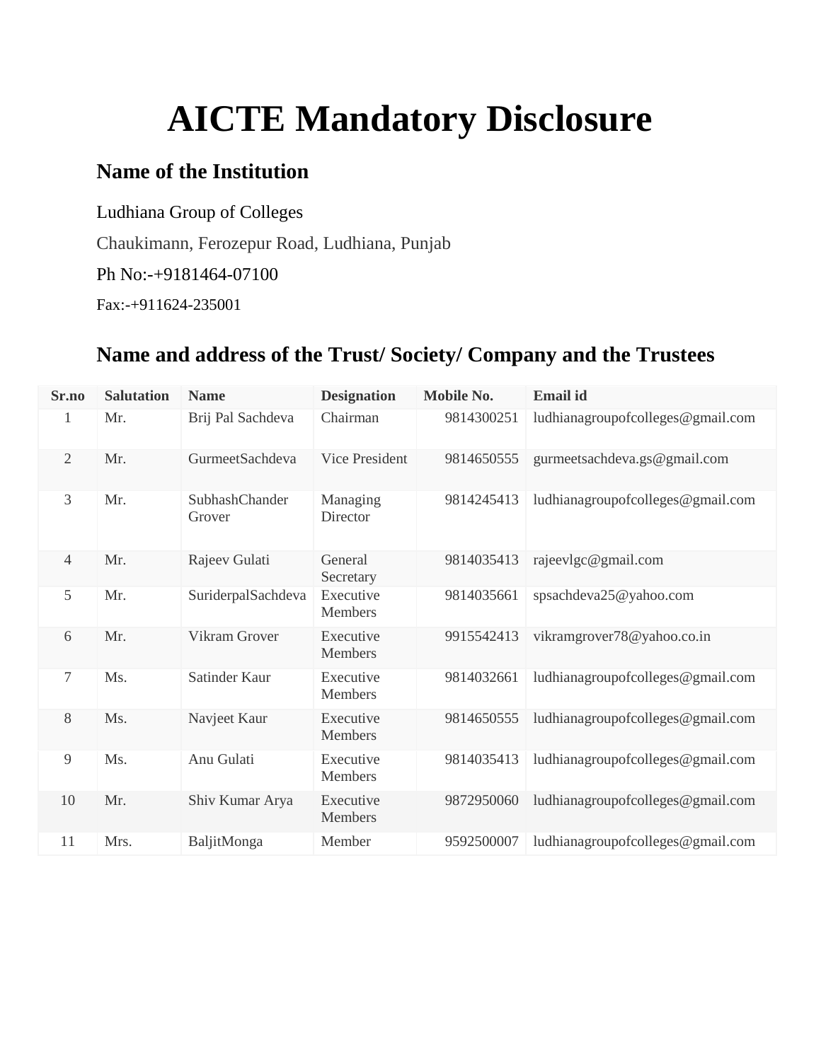# AICTE Mandatory Disclosure

## Name of the Institution

Ludhiana Group of Colleges

Chaukimann, Ferozepur Road, Ludhiana, Punjab

Ph No:-+9181464-07100

Fax:-+911624-235001

## Name and address of the Trust/ Society/ Company and the Trustees

| Sr.no | Salutation | Name | Designation | Mobile No. | Email id |
|---|---|---|---|---|---|
| 1 | Mr. | Brij Pal Sachdeva | Chairman | 9814300251 | ludhianagroupofcolleges@gmail.com |
| 2 | Mr. | GurmeetSachdeva | Vice President | 9814650555 | gurmeetsachdeva.gs@gmail.com |
| 3 | Mr. | SubhashChander Grover | Managing Director | 9814245413 | ludhianagroupofcolleges@gmail.com |
| 4 | Mr. | Rajeev Gulati | General Secretary | 9814035413 | rajeevlgc@gmail.com |
| 5 | Mr. | SuriderpalSachdeva | Executive Members | 9814035661 | spsachdeva25@yahoo.com |
| 6 | Mr. | Vikram Grover | Executive Members | 9915542413 | vikramgrover78@yahoo.co.in |
| 7 | Ms. | Satinder Kaur | Executive Members | 9814032661 | ludhianagroupofcolleges@gmail.com |
| 8 | Ms. | Navjeet Kaur | Executive Members | 9814650555 | ludhianagroupofcolleges@gmail.com |
| 9 | Ms. | Anu Gulati | Executive Members | 9814035413 | ludhianagroupofcolleges@gmail.com |
| 10 | Mr. | Shiv Kumar Arya | Executive Members | 9872950060 | ludhianagroupofcolleges@gmail.com |
| 11 | Mrs. | BaljitMonga | Member | 9592500007 | ludhianagroupofcolleges@gmail.com |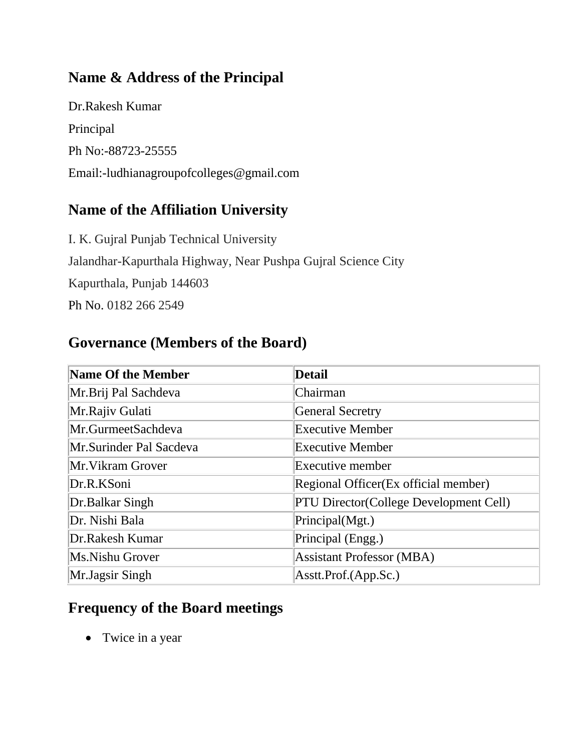## Name & Address of the Principal

Dr.Rakesh Kumar

Principal

Ph No:-88723-25555

Email:-ludhianagroupofcolleges@gmail.com

## Name of the Affiliation University

I. K. Gujral Punjab Technical University

Jalandhar-Kapurthala Highway, Near Pushpa Gujral Science City

Kapurthala, Punjab 144603

Ph No. 0182 266 2549

## Governance (Members of the Board)

| Name Of the Member | Detail |
| --- | --- |
| Mr.Brij Pal Sachdeva | Chairman |
| Mr.Rajiv Gulati | General Secretry |
| Mr.GurmeetSachdeva | Executive Member |
| Mr.Surinder Pal Sacdeva | Executive Member |
| Mr.Vikram Grover | Executive member |
| Dr.R.KSoni | Regional Officer(Ex official member) |
| Dr.Balkar Singh | PTU Director(College Development Cell) |
| Dr. Nishi Bala | Principal(Mgt.) |
| Dr.Rakesh Kumar | Principal (Engg.) |
| Ms.Nishu Grover | Assistant Professor (MBA) |
| Mr.Jagsir Singh | Asstt.Prof.(App.Sc.) |

## Frequency of the Board meetings

- Twice in a year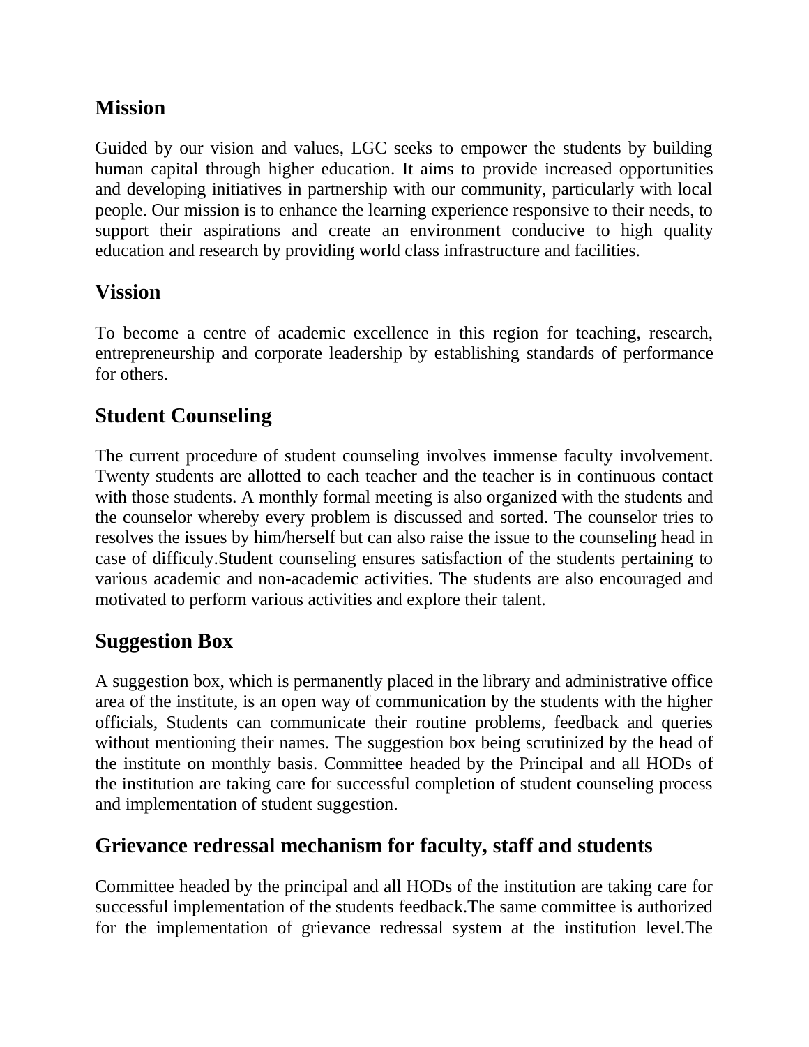## Mission

Guided by our vision and values, LGC seeks to empower the students by building human capital through higher education. It aims to provide increased opportunities and developing initiatives in partnership with our community, particularly with local people. Our mission is to enhance the learning experience responsive to their needs, to support their aspirations and create an environment conducive to high quality education and research by providing world class infrastructure and facilities.

## Vission

To become a centre of academic excellence in this region for teaching, research, entrepreneurship and corporate leadership by establishing standards of performance for others.

## Student Counseling

The current procedure of student counseling involves immense faculty involvement. Twenty students are allotted to each teacher and the teacher is in continuous contact with those students. A monthly formal meeting is also organized with the students and the counselor whereby every problem is discussed and sorted. The counselor tries to resolves the issues by him/herself but can also raise the issue to the counseling head in case of difficuly.Student counseling ensures satisfaction of the students pertaining to various academic and non-academic activities. The students are also encouraged and motivated to perform various activities and explore their talent.

## Suggestion Box

A suggestion box, which is permanently placed in the library and administrative office area of the institute, is an open way of communication by the students with the higher officials, Students can communicate their routine problems, feedback and queries without mentioning their names. The suggestion box being scrutinized by the head of the institute on monthly basis. Committee headed by the Principal and all HODs of the institution are taking care for successful completion of student counseling process and implementation of student suggestion.

## Grievance redressal mechanism for faculty, staff and students

Committee headed by the principal and all HODs of the institution are taking care for successful implementation of the students feedback.The same committee is authorized for the implementation of grievance redressal system at the institution level.The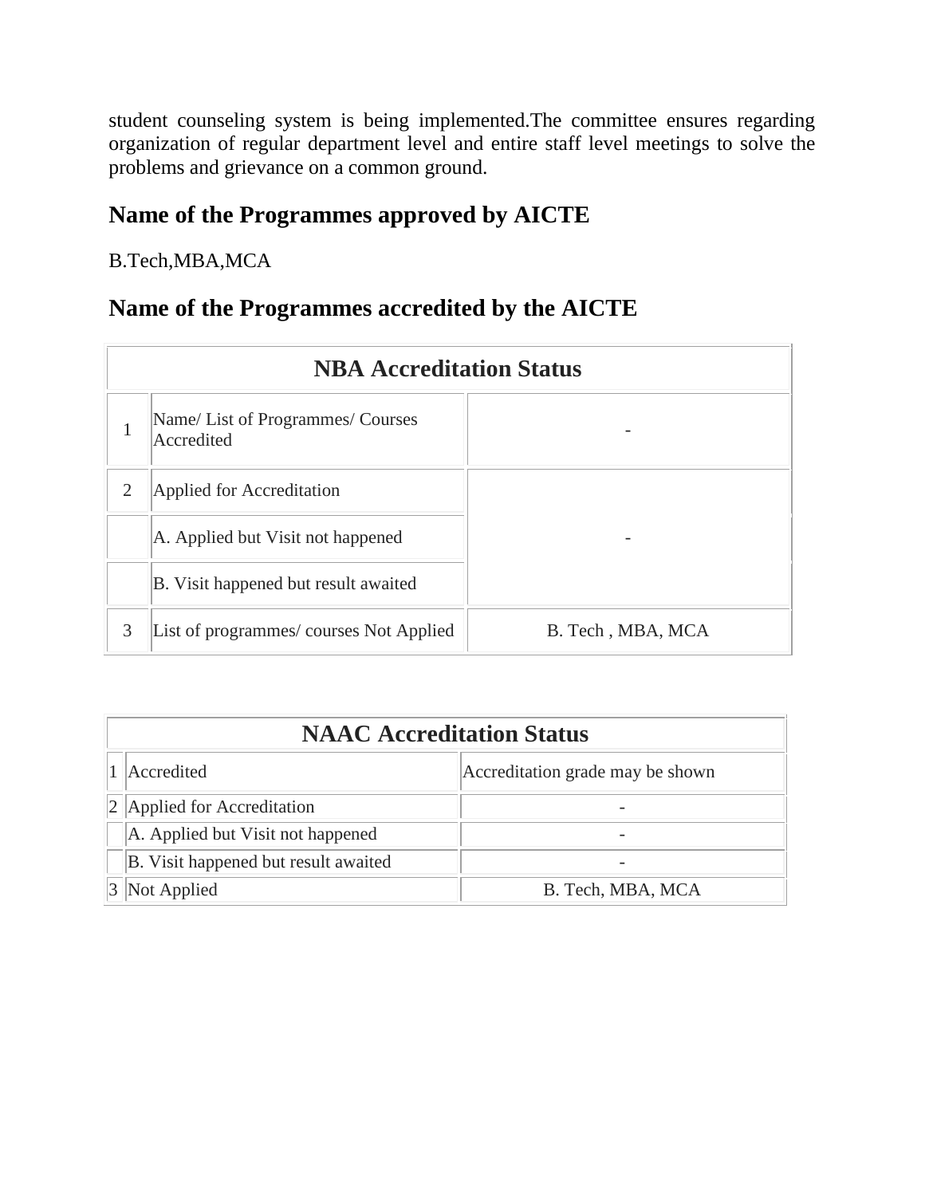student counseling system is being implemented.The committee ensures regarding organization of regular department level and entire staff level meetings to solve the problems and grievance on a common ground.

## Name of the Programmes approved by AICTE

B.Tech,MBA,MCA

## Name of the Programmes accredited by the AICTE

| NBA Accreditation Status | | |
|---|---|---|
| 1 | Name/ List of Programmes/ Courses Accredited | - |
| 2 | Applied for Accreditation | - |
| | A. Applied but Visit not happened | |
| | B. Visit happened but result awaited | |
| 3 | List of programmes/ courses Not Applied | B. Tech , MBA, MCA |

| NAAC Accreditation Status | | |
|---|---|---|
| 1 | Accredited | Accreditation grade may be shown |
| 2 | Applied for Accreditation | - |
| | A. Applied but Visit not happened | - |
| | B. Visit happened but result awaited | - |
| 3 | Not Applied | B. Tech, MBA, MCA |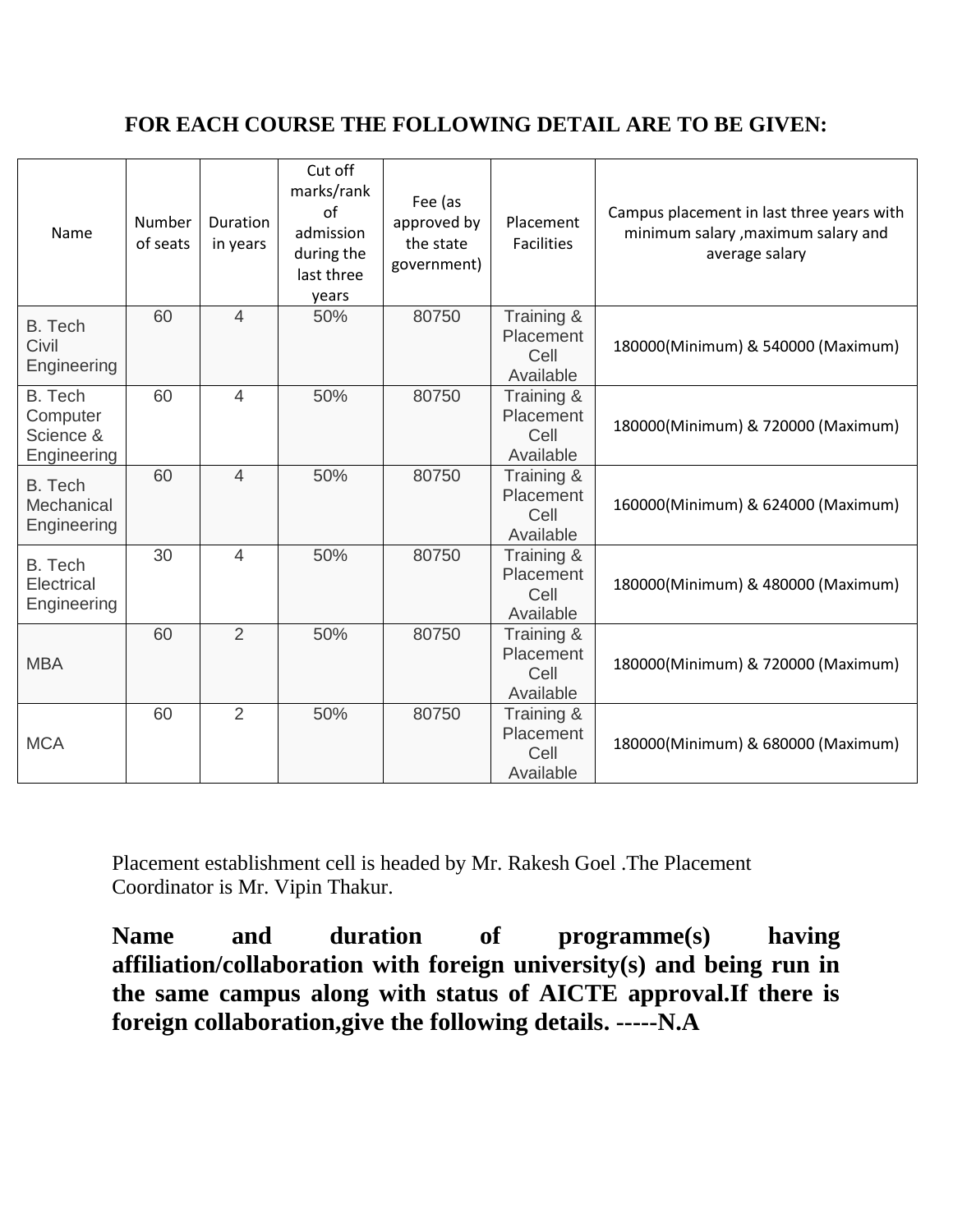**FOR EACH COURSE THE FOLLOWING DETAIL ARE TO BE GIVEN:**

| Name | Number of seats | Duration in years | Cut off marks/rank of admission during the last three years | Fee (as approved by the state government) | Placement Facilities | Campus placement in last three years with minimum salary ,maximum salary and average salary |
|---|---|---|---|---|---|---|
| B. Tech Civil Engineering | 60 | 4 | 50% | 80750 | Training & Placement Cell Available | 180000(Minimum) & 540000 (Maximum) |
| B. Tech Computer Science & Engineering | 60 | 4 | 50% | 80750 | Training & Placement Cell Available | 180000(Minimum) & 720000 (Maximum) |
| B. Tech Mechanical Engineering | 60 | 4 | 50% | 80750 | Training & Placement Cell Available | 160000(Minimum) & 624000 (Maximum) |
| B. Tech Electrical Engineering | 30 | 4 | 50% | 80750 | Training & Placement Cell Available | 180000(Minimum) & 480000 (Maximum) |
| MBA | 60 | 2 | 50% | 80750 | Training & Placement Cell Available | 180000(Minimum) & 720000 (Maximum) |
| MCA | 60 | 2 | 50% | 80750 | Training & Placement Cell Available | 180000(Minimum) & 680000 (Maximum) |

Placement establishment cell is headed by Mr. Rakesh Goel .The Placement Coordinator is Mr. Vipin Thakur.

**Name and duration of programme(s) having affiliation/collaboration with foreign university(s) and being run in the same campus along with status of AICTE approval.If there is foreign collaboration,give the following details. -----N.A**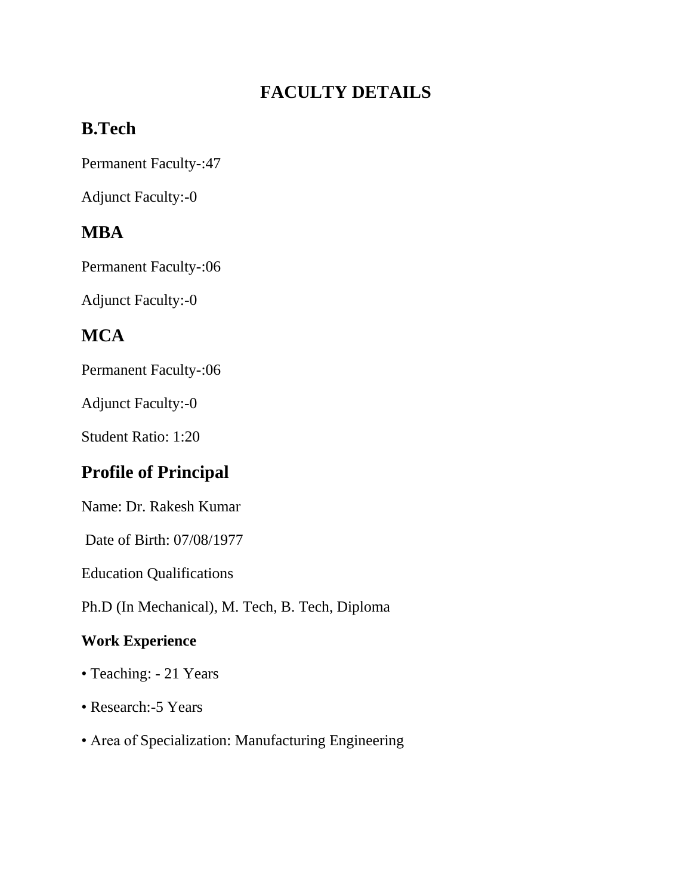# FACULTY DETAILS

## B.Tech

Permanent Faculty-:47

Adjunct Faculty:-0

## MBA

Permanent Faculty-:06

Adjunct Faculty:-0

## MCA

Permanent Faculty-:06

Adjunct Faculty:-0

Student Ratio: 1:20

## Profile of Principal

Name: Dr. Rakesh Kumar

Date of Birth: 07/08/1977

Education Qualifications

Ph.D (In Mechanical), M. Tech, B. Tech, Diploma

### Work Experience

- Teaching: - 21 Years
- Research:-5 Years
- Area of Specialization: Manufacturing Engineering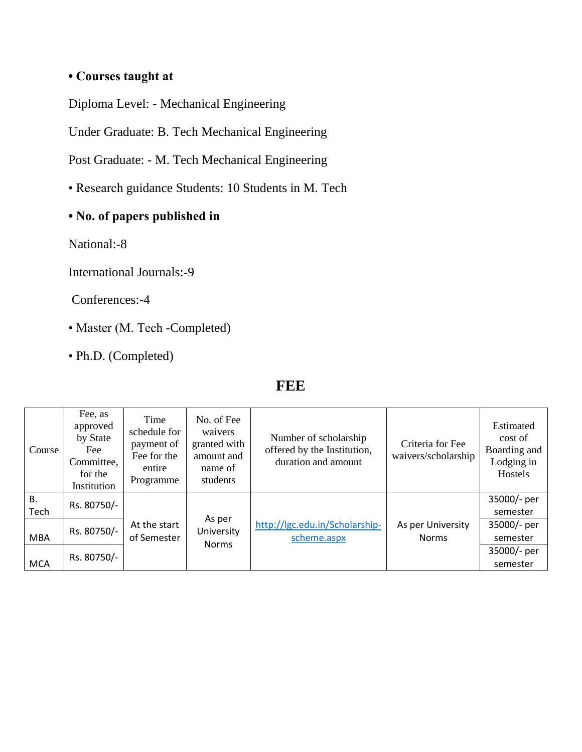- **Courses taught at**

Diploma Level: - Mechanical Engineering

Under Graduate: B. Tech Mechanical Engineering

Post Graduate: - M. Tech Mechanical Engineering

- Research guidance Students: 10 Students in M. Tech

- **No. of papers published in**

National:-8

International Journals:-9

Conferences:-4

- Master (M. Tech -Completed)

- Ph.D. (Completed)

## FEE

| Course | Fee, as approved by State Fee Committee, for the Institution | Time schedule for payment of Fee for the entire Programme | No. of Fee waivers granted with amount and name of students | Number of scholarship offered by the Institution, duration and amount | Criteria for Fee waivers/scholarship | Estimated cost of Boarding and Lodging in Hostels |
|---|---|---|---|---|---|---|
| B. Tech | Rs. 80750/- | At the start of Semester | As per University Norms | [http://lgc.edu.in/Scholarship-scheme.aspx](http://lgc.edu.in/Scholarship-scheme.aspx) | As per University Norms | 35000/- per semester |
| MBA | Rs. 80750/- | | | | | 35000/- per semester |
| MCA | Rs. 80750/- | | | | | 35000/- per semester |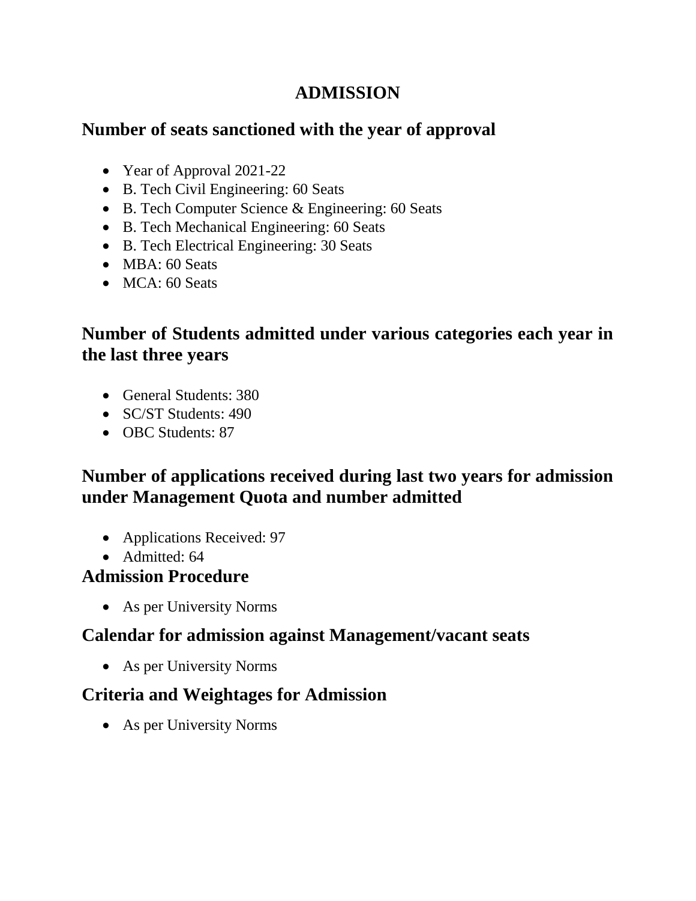# ADMISSION

## Number of seats sanctioned with the year of approval

- Year of Approval 2021-22
- B. Tech Civil Engineering: 60 Seats
- B. Tech Computer Science & Engineering: 60 Seats
- B. Tech Mechanical Engineering: 60 Seats
- B. Tech Electrical Engineering: 30 Seats
- MBA: 60 Seats
- MCA: 60 Seats

## Number of Students admitted under various categories each year in the last three years

- General Students: 380
- SC/ST Students: 490
- OBC Students: 87

## Number of applications received during last two years for admission under Management Quota and number admitted

- Applications Received: 97
- Admitted: 64

## Admission Procedure

- As per University Norms

## Calendar for admission against Management/vacant seats

- As per University Norms

## Criteria and Weightages for Admission

- As per University Norms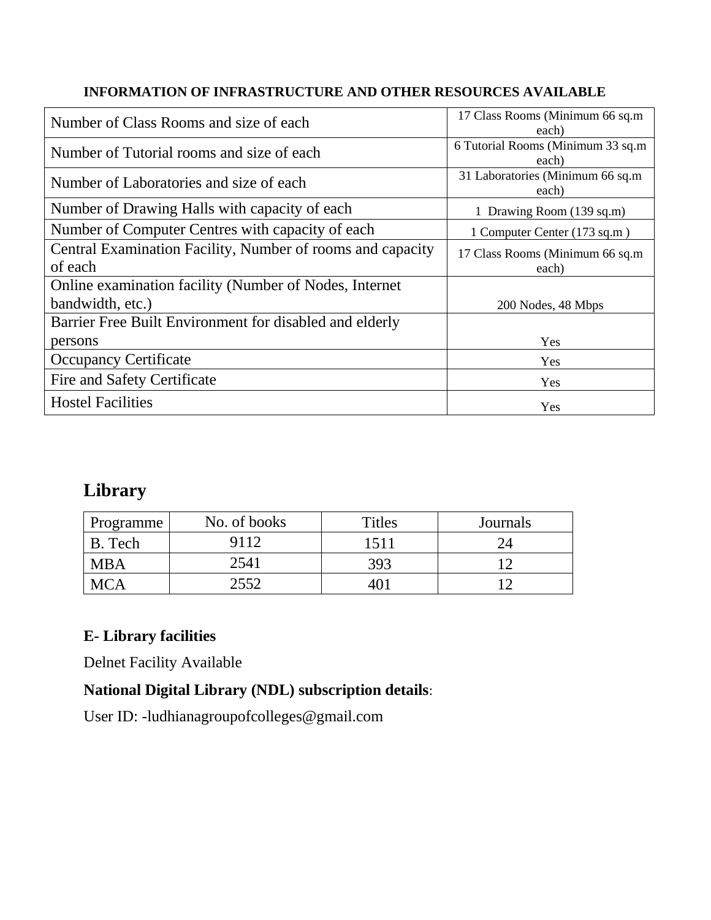**INFORMATION OF INFRASTRUCTURE AND OTHER RESOURCES AVAILABLE**

| | |
|---|---|
| Number of Class Rooms and size of each | 17 Class Rooms (Minimum 66 sq.m each) |
| Number of Tutorial rooms and size of each | 6 Tutorial Rooms (Minimum 33 sq.m each) |
| Number of Laboratories and size of each | 31 Laboratories (Minimum 66 sq.m each) |
| Number of Drawing Halls with capacity of each | 1 Drawing Room (139 sq.m) |
| Number of Computer Centres with capacity of each | 1 Computer Center (173 sq.m ) |
| Central Examination Facility, Number of rooms and capacity of each | 17 Class Rooms (Minimum 66 sq.m each) |
| Online examination facility (Number of Nodes, Internet bandwidth, etc.) | 200 Nodes, 48 Mbps |
| Barrier Free Built Environment for disabled and elderly persons | Yes |
| Occupancy Certificate | Yes |
| Fire and Safety Certificate | Yes |
| Hostel Facilities | Yes |

## Library

| Programme | No. of books | Titles | Journals |
|---|---|---|---|
| B. Tech | 9112 | 1511 | 24 |
| MBA | 2541 | 393 | 12 |
| MCA | 2552 | 401 | 12 |

**E- Library facilities**

Delnet Facility Available

**National Digital Library (NDL) subscription details**:

User ID: -ludhianagroupofcolleges@gmail.com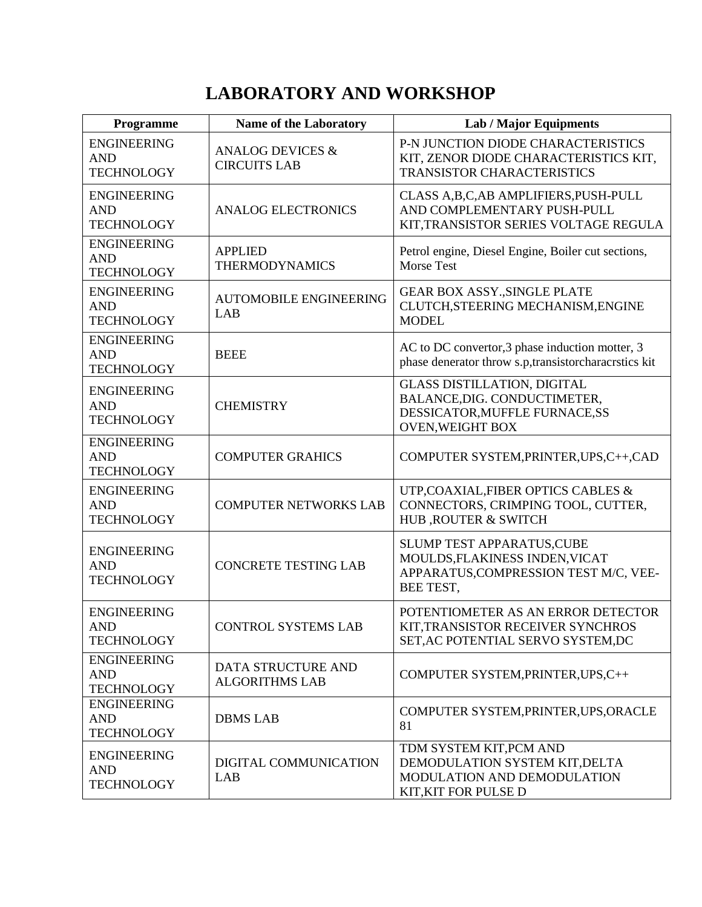# LABORATORY AND WORKSHOP

| Programme | Name of the Laboratory | Lab / Major Equipments |
|---|---|---|
| ENGINEERING AND TECHNOLOGY | ANALOG DEVICES & CIRCUITS LAB | P-N JUNCTION DIODE CHARACTERISTICS KIT, ZENOR DIODE CHARACTERISTICS KIT, TRANSISTOR CHARACTERISTICS |
| ENGINEERING AND TECHNOLOGY | ANALOG ELECTRONICS | CLASS A,B,C,AB AMPLIFIERS,PUSH-PULL AND COMPLEMENTARY PUSH-PULL KIT,TRANSISTOR SERIES VOLTAGE REGULA |
| ENGINEERING AND TECHNOLOGY | APPLIED THERMODYNAMICS | Petrol engine, Diesel Engine, Boiler cut sections, Morse Test |
| ENGINEERING AND TECHNOLOGY | AUTOMOBILE ENGINEERING LAB | GEAR BOX ASSY.,SINGLE PLATE CLUTCH,STEERING MECHANISM,ENGINE MODEL |
| ENGINEERING AND TECHNOLOGY | BEEE | AC to DC convertor,3 phase induction motter, 3 phase denerator throw s.p,transistorcharacrstics kit |
| ENGINEERING AND TECHNOLOGY | CHEMISTRY | GLASS DISTILLATION, DIGITAL BALANCE,DIG. CONDUCTIMETER, DESSICATOR,MUFFLE FURNACE,SS OVEN,WEIGHT BOX |
| ENGINEERING AND TECHNOLOGY | COMPUTER GRAHICS | COMPUTER SYSTEM,PRINTER,UPS,C++,CAD |
| ENGINEERING AND TECHNOLOGY | COMPUTER NETWORKS LAB | UTP,COAXIAL,FIBER OPTICS CABLES & CONNECTORS, CRIMPING TOOL, CUTTER, HUB ,ROUTER & SWITCH |
| ENGINEERING AND TECHNOLOGY | CONCRETE TESTING LAB | SLUMP TEST APPARATUS,CUBE MOULDS,FLAKINESS INDEN,VICAT APPARATUS,COMPRESSION TEST M/C, VEE-BEE TEST, |
| ENGINEERING AND TECHNOLOGY | CONTROL SYSTEMS LAB | POTENTIOMETER AS AN ERROR DETECTOR KIT,TRANSISTOR RECEIVER SYNCHROS SET,AC POTENTIAL SERVO SYSTEM,DC |
| ENGINEERING AND TECHNOLOGY | DATA STRUCTURE AND ALGORITHMS LAB | COMPUTER SYSTEM,PRINTER,UPS,C++ |
| ENGINEERING AND TECHNOLOGY | DBMS LAB | COMPUTER SYSTEM,PRINTER,UPS,ORACLE 81 |
| ENGINEERING AND TECHNOLOGY | DIGITAL COMMUNICATION LAB | TDM SYSTEM KIT,PCM AND DEMODULATION SYSTEM KIT,DELTA MODULATION AND DEMODULATION KIT,KIT FOR PULSE D |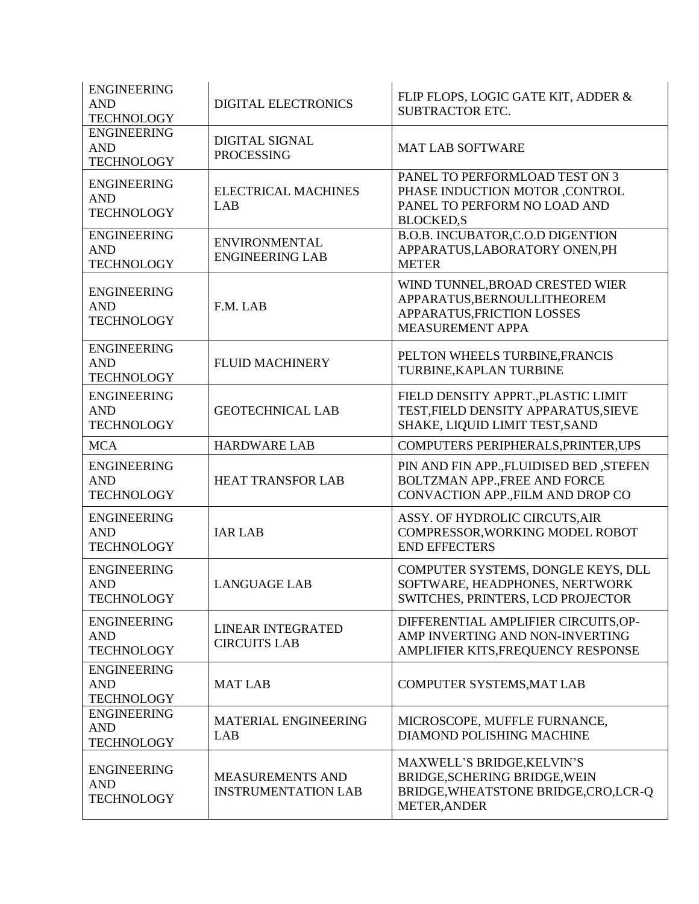| ENGINEERING AND TECHNOLOGY | DIGITAL ELECTRONICS | FLIP FLOPS, LOGIC GATE KIT, ADDER & SUBTRACTOR ETC. |
|---|---|---|
| ENGINEERING AND TECHNOLOGY | DIGITAL SIGNAL PROCESSING | MAT LAB SOFTWARE |
| ENGINEERING AND TECHNOLOGY | ELECTRICAL MACHINES LAB | PANEL TO PERFORMLOAD TEST ON 3 PHASE INDUCTION MOTOR ,CONTROL PANEL TO PERFORM NO LOAD AND BLOCKED,S |
| ENGINEERING AND TECHNOLOGY | ENVIRONMENTAL ENGINEERING LAB | B.O.B. INCUBATOR,C.O.D DIGENTION APPARATUS,LABORATORY ONEN,PH METER |
| ENGINEERING AND TECHNOLOGY | F.M. LAB | WIND TUNNEL,BROAD CRESTED WIER APPARATUS,BERNOULLITHEOREM APPARATUS,FRICTION LOSSES MEASUREMENT APPA |
| ENGINEERING AND TECHNOLOGY | FLUID MACHINERY | PELTON WHEELS TURBINE,FRANCIS TURBINE,KAPLAN TURBINE |
| ENGINEERING AND TECHNOLOGY | GEOTECHNICAL LAB | FIELD DENSITY APPRT.,PLASTIC LIMIT TEST,FIELD DENSITY APPARATUS,SIEVE SHAKE, LIQUID LIMIT TEST,SAND |
| MCA | HARDWARE LAB | COMPUTERS PERIPHERALS,PRINTER,UPS |
| ENGINEERING AND TECHNOLOGY | HEAT TRANSFOR LAB | PIN AND FIN APP.,FLUIDISED BED ,STEFEN BOLTZMAN APP.,FREE AND FORCE CONVACTION APP.,FILM AND DROP CO |
| ENGINEERING AND TECHNOLOGY | IAR LAB | ASSY. OF HYDROLIC CIRCUTS,AIR COMPRESSOR,WORKING MODEL ROBOT END EFFECTERS |
| ENGINEERING AND TECHNOLOGY | LANGUAGE LAB | COMPUTER SYSTEMS, DONGLE KEYS, DLL SOFTWARE, HEADPHONES, NERTWORK SWITCHES, PRINTERS, LCD PROJECTOR |
| ENGINEERING AND TECHNOLOGY | LINEAR INTEGRATED CIRCUITS LAB | DIFFERENTIAL AMPLIFIER CIRCUITS,OP-AMP INVERTING AND NON-INVERTING AMPLIFIER KITS,FREQUENCY RESPONSE |
| ENGINEERING AND TECHNOLOGY | MAT LAB | COMPUTER SYSTEMS,MAT LAB |
| ENGINEERING AND TECHNOLOGY | MATERIAL ENGINEERING LAB | MICROSCOPE, MUFFLE FURNANCE, DIAMOND POLISHING MACHINE |
| ENGINEERING AND TECHNOLOGY | MEASUREMENTS AND INSTRUMENTATION LAB | MAXWELL'S BRIDGE,KELVIN'S BRIDGE,SCHERING BRIDGE,WEIN BRIDGE,WHEATSTONE BRIDGE,CRO,LCR-Q METER,ANDER |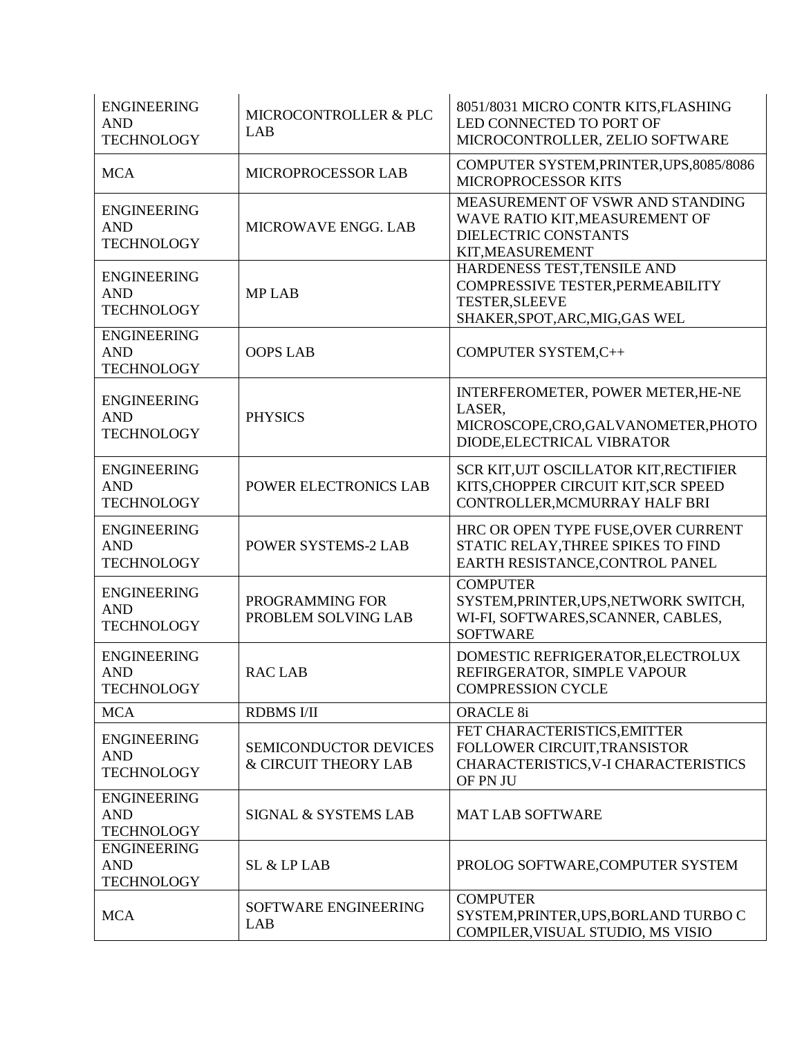| ENGINEERING AND TECHNOLOGY | MICROCONTROLLER & PLC LAB | 8051/8031 MICRO CONTR KITS,FLASHING LED CONNECTED TO PORT OF MICROCONTROLLER, ZELIO SOFTWARE |
|---|---|---|
| MCA | MICROPROCESSOR LAB | COMPUTER SYSTEM,PRINTER,UPS,8085/8086 MICROPROCESSOR KITS |
| ENGINEERING AND TECHNOLOGY | MICROWAVE ENGG. LAB | MEASUREMENT OF VSWR AND STANDING WAVE RATIO KIT,MEASUREMENT OF DIELECTRIC CONSTANTS KIT,MEASUREMENT |
| ENGINEERING AND TECHNOLOGY | MP LAB | HARDENESS TEST,TENSILE AND COMPRESSIVE TESTER,PERMEABILITY TESTER,SLEEVE SHAKER,SPOT,ARC,MIG,GAS WEL |
| ENGINEERING AND TECHNOLOGY | OOPS LAB | COMPUTER SYSTEM,C++ |
| ENGINEERING AND TECHNOLOGY | PHYSICS | INTERFEROMETER, POWER METER,HE-NE LASER, MICROSCOPE,CRO,GALVANOMETER,PHOTO DIODE,ELECTRICAL VIBRATOR |
| ENGINEERING AND TECHNOLOGY | POWER ELECTRONICS LAB | SCR KIT,UJT OSCILLATOR KIT,RECTIFIER KITS,CHOPPER CIRCUIT KIT,SCR SPEED CONTROLLER,MCMURRAY HALF BRI |
| ENGINEERING AND TECHNOLOGY | POWER SYSTEMS-2 LAB | HRC OR OPEN TYPE FUSE,OVER CURRENT STATIC RELAY,THREE SPIKES TO FIND EARTH RESISTANCE,CONTROL PANEL |
| ENGINEERING AND TECHNOLOGY | PROGRAMMING FOR PROBLEM SOLVING LAB | COMPUTER SYSTEM,PRINTER,UPS,NETWORK SWITCH, WI-FI, SOFTWARES,SCANNER, CABLES, SOFTWARE |
| ENGINEERING AND TECHNOLOGY | RAC LAB | DOMESTIC REFRIGERATOR,ELECTROLUX REFIRGERATOR, SIMPLE VAPOUR COMPRESSION CYCLE |
| MCA | RDBMS I/II | ORACLE 8i |
| ENGINEERING AND TECHNOLOGY | SEMICONDUCTOR DEVICES & CIRCUIT THEORY LAB | FET CHARACTERISTICS,EMITTER FOLLOWER CIRCUIT,TRANSISTOR CHARACTERISTICS,V-I CHARACTERISTICS OF PN JU |
| ENGINEERING AND TECHNOLOGY | SIGNAL & SYSTEMS LAB | MAT LAB SOFTWARE |
| ENGINEERING AND TECHNOLOGY | SL & LP LAB | PROLOG SOFTWARE,COMPUTER SYSTEM |
| MCA | SOFTWARE ENGINEERING LAB | COMPUTER SYSTEM,PRINTER,UPS,BORLAND TURBO C COMPILER,VISUAL STUDIO, MS VISIO |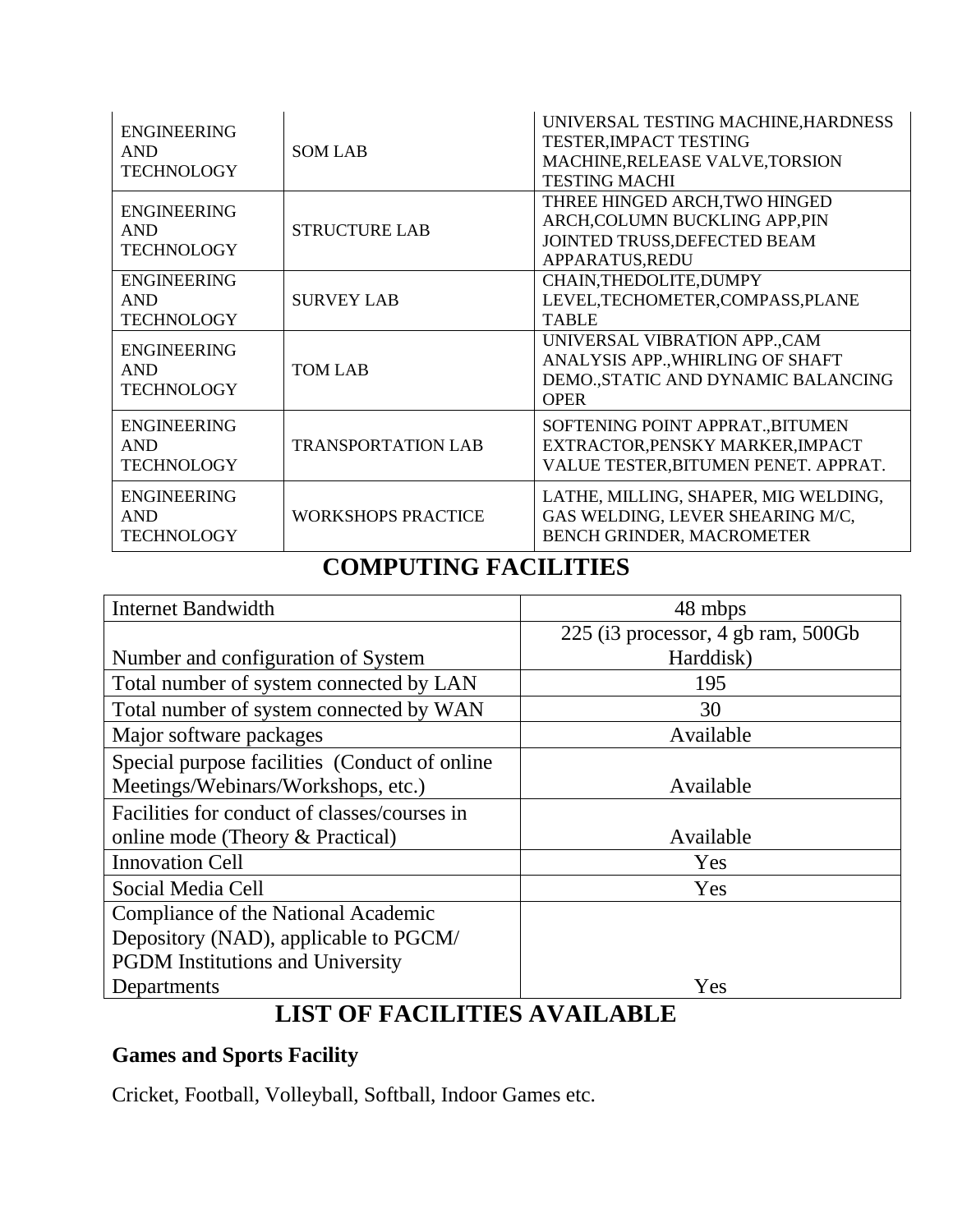| | | |
|---|---|---|
| ENGINEERING AND TECHNOLOGY | SOM LAB | UNIVERSAL TESTING MACHINE,HARDNESS TESTER,IMPACT TESTING MACHINE,RELEASE VALVE,TORSION TESTING MACHI |
| ENGINEERING AND TECHNOLOGY | STRUCTURE LAB | THREE HINGED ARCH,TWO HINGED ARCH,COLUMN BUCKLING APP,PIN JOINTED TRUSS,DEFECTED BEAM APPARATUS,REDU |
| ENGINEERING AND TECHNOLOGY | SURVEY LAB | CHAIN,THEDOLITE,DUMPY LEVEL,TECHOMETER,COMPASS,PLANE TABLE |
| ENGINEERING AND TECHNOLOGY | TOM LAB | UNIVERSAL VIBRATION APP.,CAM ANALYSIS APP.,WHIRLING OF SHAFT DEMO.,STATIC AND DYNAMIC BALANCING OPER |
| ENGINEERING AND TECHNOLOGY | TRANSPORTATION LAB | SOFTENING POINT APPRAT.,BITUMEN EXTRACTOR,PENSKY MARKER,IMPACT VALUE TESTER,BITUMEN PENET. APPRAT. |
| ENGINEERING AND TECHNOLOGY | WORKSHOPS PRACTICE | LATHE, MILLING, SHAPER, MIG WELDING, GAS WELDING, LEVER SHEARING M/C, BENCH GRINDER, MACROMETER |

# COMPUTING FACILITIES

| | |
|---|---|
| Internet Bandwidth | 48 mbps |
| Number and configuration of System | 225 (i3 processor, 4 gb ram, 500Gb Harddisk) |
| Total number of system connected by LAN | 195 |
| Total number of system connected by WAN | 30 |
| Major software packages | Available |
| Special purpose facilities (Conduct of online Meetings/Webinars/Workshops, etc.) | Available |
| Facilities for conduct of classes/courses in online mode (Theory & Practical) | Available |
| Innovation Cell | Yes |
| Social Media Cell | Yes |
| Compliance of the National Academic Depository (NAD), applicable to PGCM/ PGDM Institutions and University Departments | Yes |

# LIST OF FACILITIES AVAILABLE

### Games and Sports Facility

Cricket, Football, Volleyball, Softball, Indoor Games etc.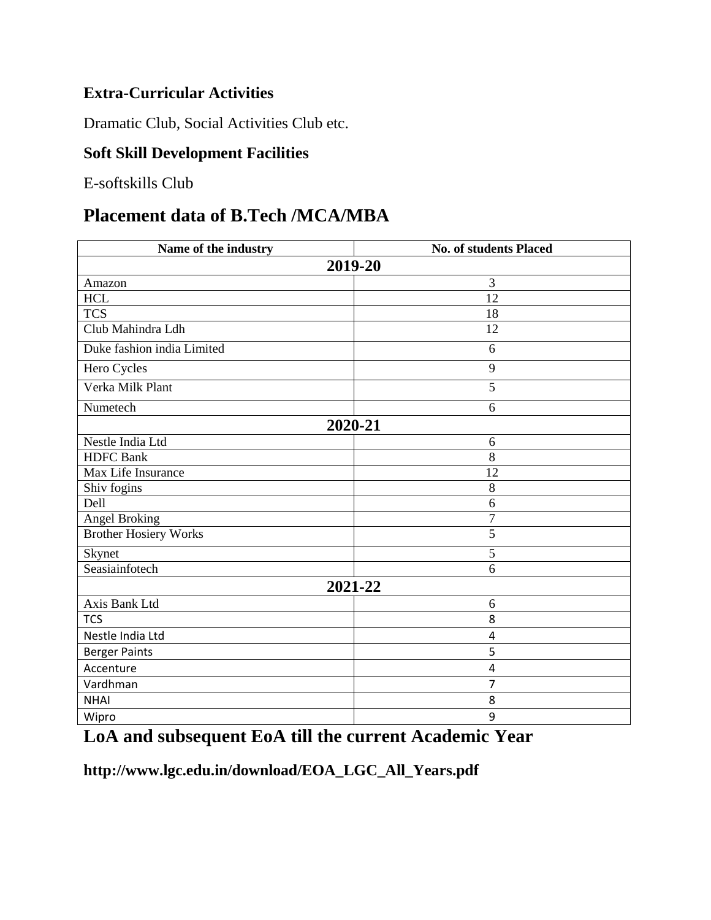### Extra-Curricular Activities

Dramatic Club, Social Activities Club etc.

### Soft Skill Development Facilities

E-softskills Club

## Placement data of B.Tech /MCA/MBA

| Name of the industry | No. of students Placed |
|---|---|
| **2019-20** | |
| Amazon | 3 |
| HCL | 12 |
| TCS | 18 |
| Club Mahindra Ldh | 12 |
| Duke fashion india Limited | 6 |
| Hero Cycles | 9 |
| Verka Milk Plant | 5 |
| Numetech | 6 |
| **2020-21** | |
| Nestle India Ltd | 6 |
| HDFC Bank | 8 |
| Max Life Insurance | 12 |
| Shiv fogins | 8 |
| Dell | 6 |
| Angel Broking | 7 |
| Brother Hosiery Works | 5 |
| Skynet | 5 |
| Seasiainfotech | 6 |
| **2021-22** | |
| Axis Bank Ltd | 6 |
| TCS | 8 |
| Nestle India Ltd | 4 |
| Berger Paints | 5 |
| Accenture | 4 |
| Vardhman | 7 |
| NHAI | 8 |
| Wipro | 9 |

## LoA and subsequent EoA till the current Academic Year

**http://www.lgc.edu.in/download/EOA_LGC_All_Years.pdf**